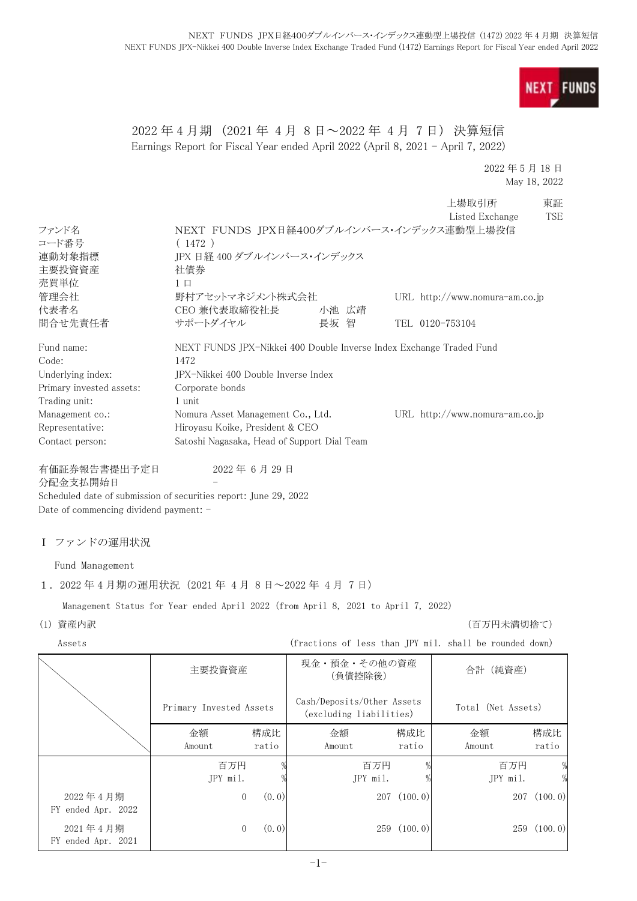# 2022 年 4 月期（2021 年 4 月 8 日～2022 年 4 月 7 日）決算短信

Earnings Report for Fiscal Year ended April 2022 (April 8, 2021 - April 7, 2022)

2022 年 5 月 18 日
May 18, 2022

上場取引所 東証
Listed Exchange TSE

| | | | |
|---|---|---|---|
| ファンド名 | NEXT FUNDS JPX日経400ダブルインバース･インデックス連動型上場投信 | | |
| コード番号 | ( 1472 ) | | |
| 連動対象指標 | JPX 日経 400 ダブルインバース･インデックス | | |
| 主要投資資産 | 社債券 | | |
| 売買単位 | 1 口 | | |
| 管理会社 | 野村アセットマネジメント株式会社 | | URL http://www.nomura-am.co.jp |
| 代表者名 | CEO 兼代表取締役社長 | 小池 広靖 | |
| 問合せ先責任者 | サポートダイヤル | 長坂 智 | TEL 0120-753104 |

| | | |
|---|---|---|
| Fund name: | NEXT FUNDS JPX-Nikkei 400 Double Inverse Index Exchange Traded Fund | |
| Code: | 1472 | |
| Underlying index: | JPX-Nikkei 400 Double Inverse Index | |
| Primary invested assets: | Corporate bonds | |
| Trading unit: | 1 unit | |
| Management co.: | Nomura Asset Management Co., Ltd. | URL http://www.nomura-am.co.jp |
| Representative: | Hiroyasu Koike, President & CEO | |
| Contact person: | Satoshi Nagasaka, Head of Support Dial Team | |

有価証券報告書提出予定日　2022 年 6 月 29 日
分配金支払開始日　-
Scheduled date of submission of securities report: June 29, 2022
Date of commencing dividend payment: -

## Ⅰ ファンドの運用状況

Fund Management

### 1．2022 年 4 月期の運用状況（2021 年 4 月 8 日～2022 年 4 月 7 日）

Management Status for Year ended April 2022 (from April 8, 2021 to April 7, 2022)

(1) 資産内訳　（百万円未満切捨て）

Assets　(fractions of less than JPY mil. shall be rounded down)

| | 主要投資資産 Primary Invested Assets | | 現金・預金・その他の資産（負債控除後） Cash/Deposits/Other Assets (excluding liabilities) | | 合計（純資産） Total (Net Assets) | |
|---|---|---|---|---|---|---|
| | 金額 Amount | 構成比 ratio | 金額 Amount | 構成比 ratio | 金額 Amount | 構成比 ratio |
| | 百万円 JPY mil. | % | 百万円 JPY mil. | % | 百万円 JPY mil. | % |
| 2022 年 4 月期 FY ended Apr. 2022 | 0 | (0.0) | 207 | (100.0) | 207 | (100.0) |
| 2021 年 4 月期 FY ended Apr. 2021 | 0 | (0.0) | 259 | (100.0) | 259 | (100.0) |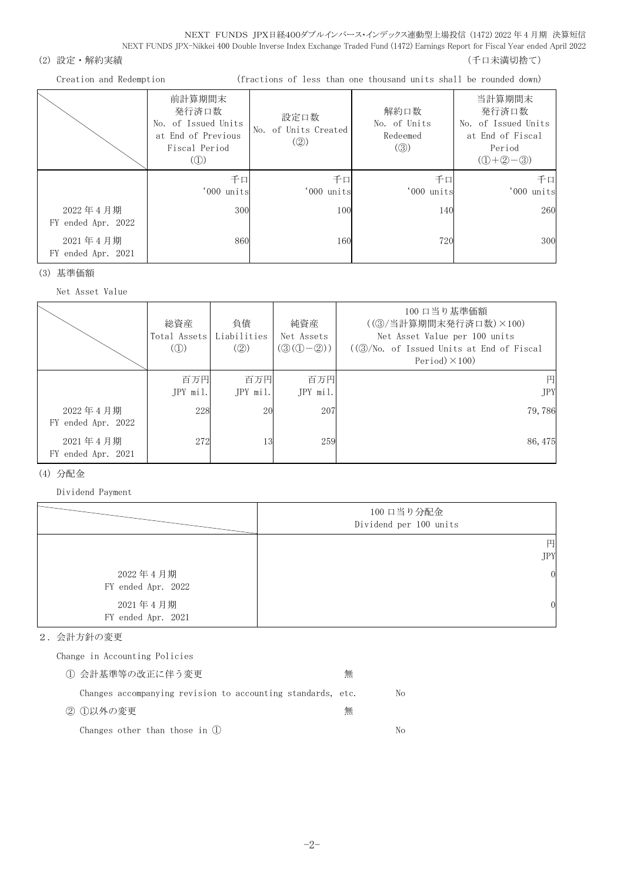(2) 設定・解約実績 （千口未満切捨て）

Creation and Redemption (fractions of less than one thousand units shall be rounded down)

| | 前計算期間末 発行済口数 No. of Issued Units at End of Previous Fiscal Period (①) | 設定口数 No. of Units Created (②) | 解約口数 No. of Units Redeemed (③) | 当計算期間末 発行済口数 No. of Issued Units at End of Fiscal Period (①+②−③) |
|---|---|---|---|---|
| | 千口 '000 units | 千口 '000 units | 千口 '000 units | 千口 '000 units |
| 2022年4月期 FY ended Apr. 2022 | 300 | 100 | 140 | 260 |
| 2021年4月期 FY ended Apr. 2021 | 860 | 160 | 720 | 300 |

(3) 基準価額

Net Asset Value

| | 総資産 Total Assets (①) | 負債 Liabilities (②) | 純資産 Net Assets (③(①−②)) | 100口当り基準価額 ((③/当計算期間末発行済口数)×100) Net Asset Value per 100 units ((③/No. of Issued Units at End of Fiscal Period)×100) |
|---|---|---|---|---|
| | 百万円 JPY mil. | 百万円 JPY mil. | 百万円 JPY mil. | 円 JPY |
| 2022年4月期 FY ended Apr. 2022 | 228 | 20 | 207 | 79,786 |
| 2021年4月期 FY ended Apr. 2021 | 272 | 13 | 259 | 86,475 |

(4) 分配金

Dividend Payment

| | 100口当り分配金 Dividend per 100 units |
|---|---|
| | 円 JPY |
| 2022年4月期 FY ended Apr. 2022 | 0 |
| 2021年4月期 FY ended Apr. 2021 | 0 |

2．会計方針の変更

Change in Accounting Policies

① 会計基準等の改正に伴う変更 無

Changes accompanying revision to accounting standards, etc. No

② ①以外の変更 無

Changes other than those in ① No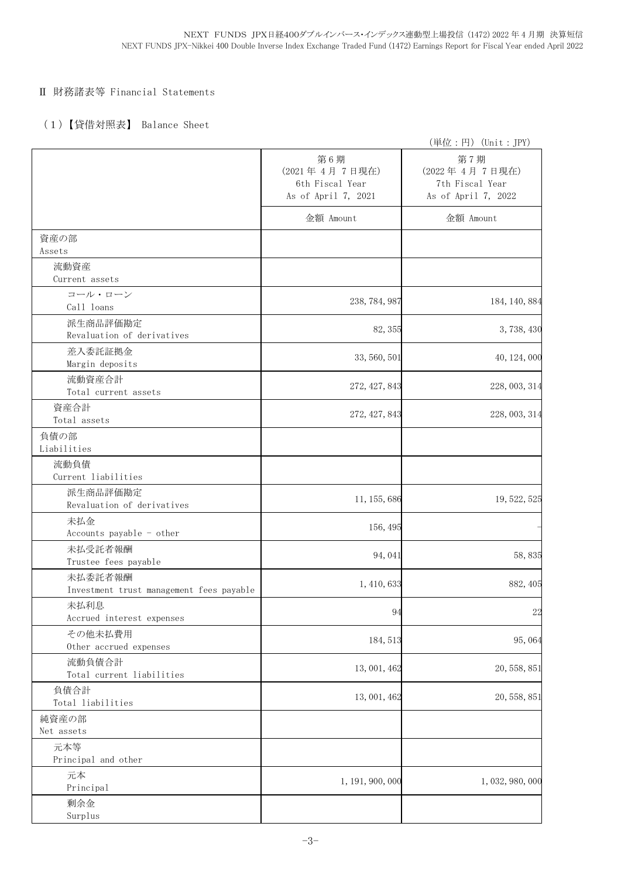## Ⅱ 財務諸表等 Financial Statements

### （1）【貸借対照表】 Balance Sheet

（単位：円）(Unit：JPY)

| | 第6期<br>(2021年 4月 7日現在)<br>6th Fiscal Year<br>As of April 7, 2021 | 第7期<br>(2022年 4月 7日現在)<br>7th Fiscal Year<br>As of April 7, 2022 |
|---|---|---|
| | 金額 Amount | 金額 Amount |
| 資産の部<br>Assets | | |
| 流動資産<br>Current assets | | |
| コール・ローン<br>Call loans | 238,784,987 | 184,140,884 |
| 派生商品評価勘定<br>Revaluation of derivatives | 82,355 | 3,738,430 |
| 差入委託証拠金<br>Margin deposits | 33,560,501 | 40,124,000 |
| 流動資産合計<br>Total current assets | 272,427,843 | 228,003,314 |
| 資産合計<br>Total assets | 272,427,843 | 228,003,314 |
| 負債の部<br>Liabilities | | |
| 流動負債<br>Current liabilities | | |
| 派生商品評価勘定<br>Revaluation of derivatives | 11,155,686 | 19,522,525 |
| 未払金<br>Accounts payable - other | 156,495 | - |
| 未払受託者報酬<br>Trustee fees payable | 94,041 | 58,835 |
| 未払委託者報酬<br>Investment trust management fees payable | 1,410,633 | 882,405 |
| 未払利息<br>Accrued interest expenses | 94 | 22 |
| その他未払費用<br>Other accrued expenses | 184,513 | 95,064 |
| 流動負債合計<br>Total current liabilities | 13,001,462 | 20,558,851 |
| 負債合計<br>Total liabilities | 13,001,462 | 20,558,851 |
| 純資産の部<br>Net assets | | |
| 元本等<br>Principal and other | | |
| 元本<br>Principal | 1,191,900,000 | 1,032,980,000 |
| 剰余金<br>Surplus | | |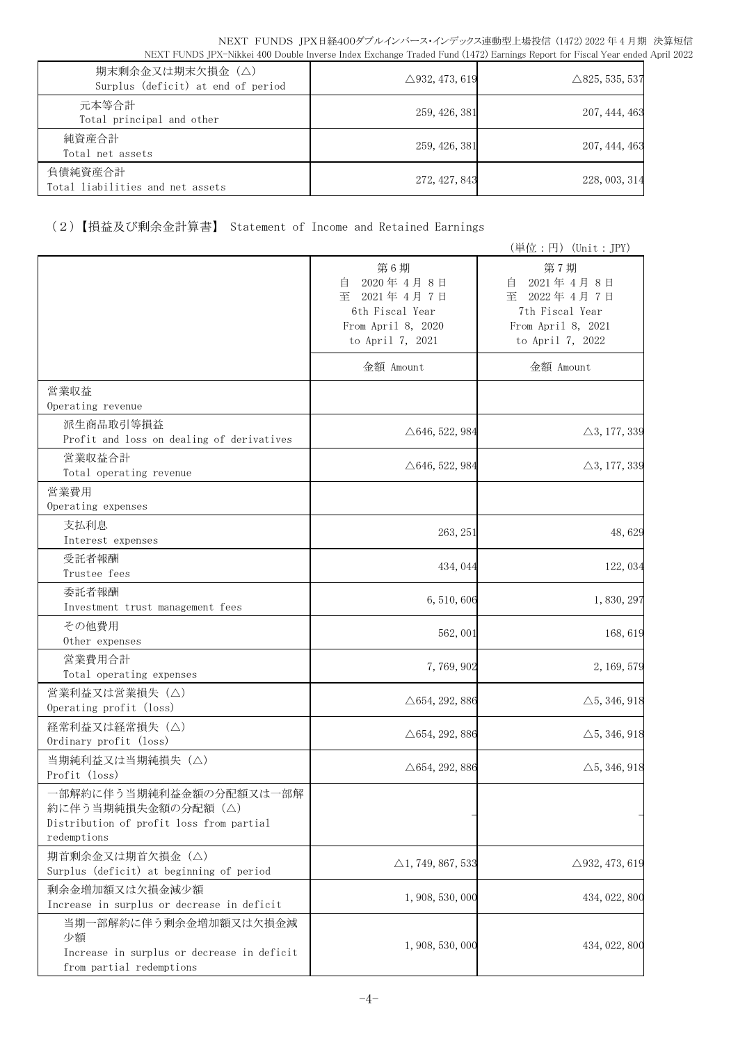| | | |
|---|---|---|
| 期末剰余金又は期末欠損金（△）<br>Surplus (deficit) at end of period | △932,473,619 | △825,535,537 |
| 元本等合計<br>Total principal and other | 259,426,381 | 207,444,463 |
| 純資産合計<br>Total net assets | 259,426,381 | 207,444,463 |
| 負債純資産合計<br>Total liabilities and net assets | 272,427,843 | 228,003,314 |

（2）【損益及び剰余金計算書】 Statement of Income and Retained Earnings

（単位：円）(Unit：JPY)

| | 第6期<br>自 2020年4月8日<br>至 2021年4月7日<br>6th Fiscal Year<br>From April 8, 2020<br>to April 7, 2021 | 第7期<br>自 2021年4月8日<br>至 2022年4月7日<br>7th Fiscal Year<br>From April 8, 2021<br>to April 7, 2022 |
|---|---|---|
| | 金額 Amount | 金額 Amount |
| 営業収益<br>Operating revenue | | |
| 派生商品取引等損益<br>Profit and loss on dealing of derivatives | △646,522,984 | △3,177,339 |
| 営業収益合計<br>Total operating revenue | △646,522,984 | △3,177,339 |
| 営業費用<br>Operating expenses | | |
| 支払利息<br>Interest expenses | 263,251 | 48,629 |
| 受託者報酬<br>Trustee fees | 434,044 | 122,034 |
| 委託者報酬<br>Investment trust management fees | 6,510,606 | 1,830,297 |
| その他費用<br>Other expenses | 562,001 | 168,619 |
| 営業費用合計<br>Total operating expenses | 7,769,902 | 2,169,579 |
| 営業利益又は営業損失（△）<br>Operating profit (loss) | △654,292,886 | △5,346,918 |
| 経常利益又は経常損失（△）<br>Ordinary profit (loss) | △654,292,886 | △5,346,918 |
| 当期純利益又は当期純損失（△）<br>Profit (loss) | △654,292,886 | △5,346,918 |
| 一部解約に伴う当期純利益金額の分配額又は一部解約に伴う当期純損失金額の分配額（△）<br>Distribution of profit loss from partial redemptions | － | － |
| 期首剰余金又は期首欠損金（△）<br>Surplus (deficit) at beginning of period | △1,749,867,533 | △932,473,619 |
| 剰余金増加額又は欠損金減少額<br>Increase in surplus or decrease in deficit | 1,908,530,000 | 434,022,800 |
| 当期一部解約に伴う剰余金増加額又は欠損金減少額<br>Increase in surplus or decrease in deficit from partial redemptions | 1,908,530,000 | 434,022,800 |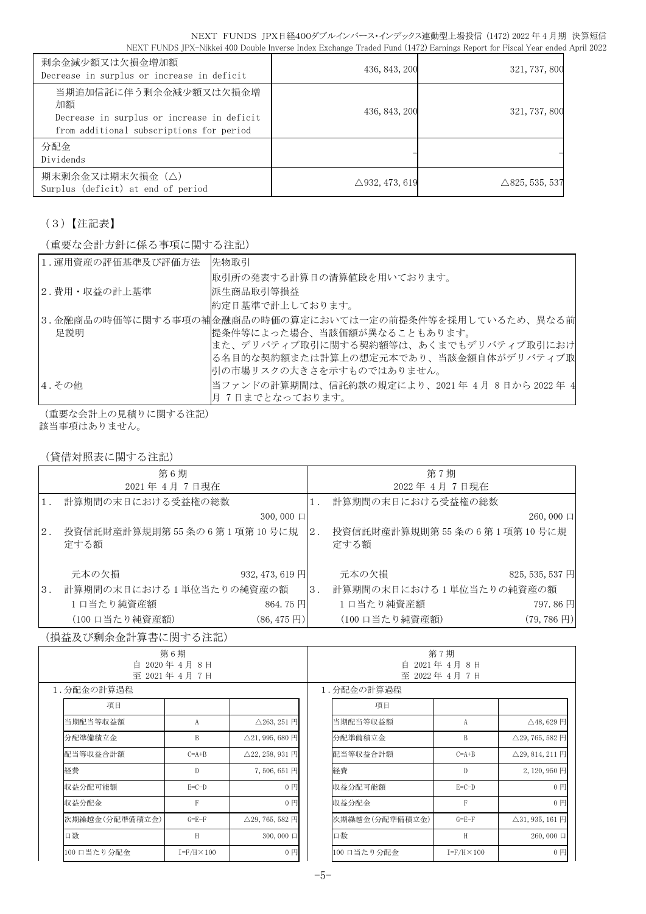| 剰余金減少額又は欠損金増加額<br>Decrease in surplus or increase in deficit | 436,843,200 | 321,737,800 |
|---|---|---|
| 当期追加信託に伴う剰余金減少額又は欠損金増加額<br>Decrease in surplus or increase in deficit from additional subscriptions for period | 436,843,200 | 321,737,800 |
| 分配金<br>Dividends | – | – |
| 期末剰余金又は期末欠損金（△）<br>Surplus (deficit) at end of period | △932,473,619 | △825,535,537 |

（3）【注記表】

（重要な会計方針に係る事項に関する注記）

| | |
|---|---|
| 1.運用資産の評価基準及び評価方法 | 先物取引<br>取引所の発表する計算日の清算値段を用いております。 |
| 2.費用・収益の計上基準 | 派生商品取引等損益<br>約定日基準で計上しております。 |
| 3.金融商品の時価等に関する事項の補足説明 | 金融商品の時価の算定においては一定の前提条件等を採用しているため、異なる前提条件等によった場合、当該価額が異なることもあります。<br>また、デリバティブ取引に関する契約額等は、あくまでもデリバティブ取引における名目的な契約額または計算上の想定元本であり、当該金額自体がデリバティブ取引の市場リスクの大きさを示すものではありません。 |
| 4.その他 | 当ファンドの計算期間は、信託約款の規定により、2021年 4月 8日から 2022年 4月 7日までとなっております。 |

（重要な会計上の見積りに関する注記）
該当事項はありません。

（貸借対照表に関する注記）

| 第6期<br>2021年 4月 7日現在 | | 第7期<br>2022年 4月 7日現在 | |
|---|---|---|---|
| 1. 計算期間の末日における受益権の総数 | 300,000口 | 1. 計算期間の末日における受益権の総数 | 260,000口 |
| 2. 投資信託財産計算規則第55条の6第1項第10号に規定する額 | | 2. 投資信託財産計算規則第55条の6第1項第10号に規定する額 | |
| 元本の欠損 | 932,473,619円 | 元本の欠損 | 825,535,537円 |
| 3. 計算期間の末日における1単位当たりの純資産の額 | | 3. 計算期間の末日における1単位当たりの純資産の額 | |
| 1口当たり純資産額 | 864.75円 | 1口当たり純資産額 | 797.86円 |
| （100口当たり純資産額） | (86,475円) | （100口当たり純資産額） | (79,786円) |

（損益及び剰余金計算書に関する注記）

第6期（自 2020年 4月 8日 至 2021年 4月 7日）

1.分配金の計算過程

| 項目 | | |
|---|---|---|
| 当期配当等収益額 | A | △263,251円 |
| 分配準備積立金 | B | △21,995,680円 |
| 配当等収益合計額 | C=A+B | △22,258,931円 |
| 経費 | D | 7,506,651円 |
| 収益分配可能額 | E=C-D | 0円 |
| 収益分配金 | F | 0円 |
| 次期繰越金(分配準備積立金) | G=E-F | △29,765,582円 |
| 口数 | H | 300,000口 |
| 100口当たり分配金 | I=F/H×100 | 0円 |

第7期（自 2021年 4月 8日 至 2022年 4月 7日）

1.分配金の計算過程

| 項目 | | |
|---|---|---|
| 当期配当等収益額 | A | △48,629円 |
| 分配準備積立金 | B | △29,765,582円 |
| 配当等収益合計額 | C=A+B | △29,814,211円 |
| 経費 | D | 2,120,950円 |
| 収益分配可能額 | E=C-D | 0円 |
| 収益分配金 | F | 0円 |
| 次期繰越金(分配準備積立金) | G=E-F | △31,935,161円 |
| 口数 | H | 260,000口 |
| 100口当たり分配金 | I=F/H×100 | 0円 |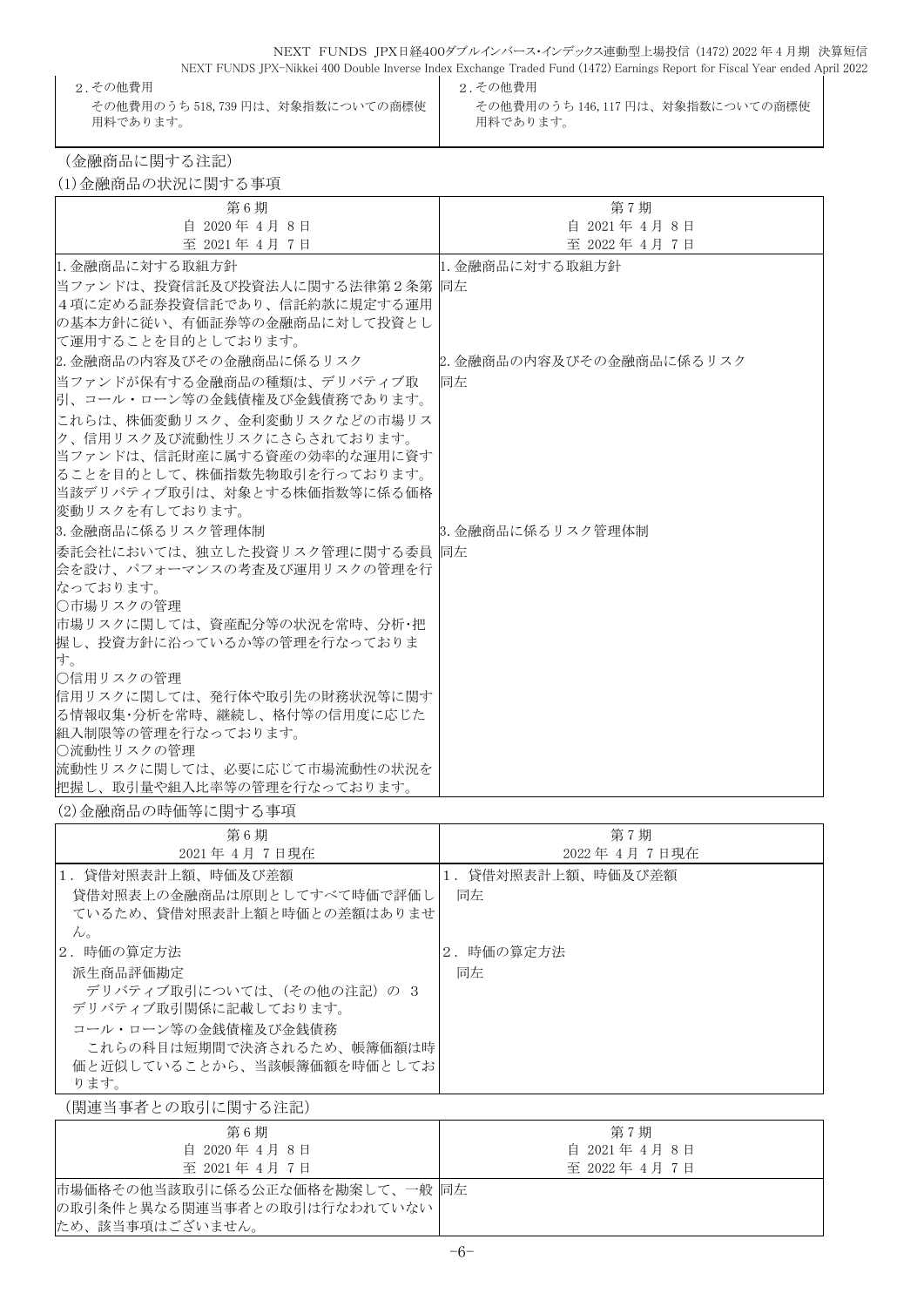| 2.その他費用<br>その他費用のうち518,739円は、対象指数についての商標使用料であります。 | 2.その他費用<br>その他費用のうち146,117円は、対象指数についての商標使用料であります。 |
|---|---|

（金融商品に関する注記）

(1)金融商品の状況に関する事項

| 第6期<br>自 2020年 4月 8日<br>至 2021年 4月 7日 | 第7期<br>自 2021年 4月 8日<br>至 2022年 4月 7日 |
|---|---|
| 1.金融商品に対する取組方針<br>当ファンドは、投資信託及び投資法人に関する法律第2条第4項に定める証券投資信託であり、信託約款に規定する運用の基本方針に従い、有価証券等の金融商品に対して投資として運用することを目的としております。 | 1.金融商品に対する取組方針<br>同左 |
| 2.金融商品の内容及びその金融商品に係るリスク<br>当ファンドが保有する金融商品の種類は、デリバティブ取引、コール・ローン等の金銭債権及び金銭債務であります。<br>これらは、株価変動リスク、金利変動リスクなどの市場リスク、信用リスク及び流動性リスクにさらされております。<br>当ファンドは、信託財産に属する資産の効率的な運用に資することを目的として、株価指数先物取引を行っております。当該デリバティブ取引は、対象とする株価指数等に係る価格変動リスクを有しております。 | 2.金融商品の内容及びその金融商品に係るリスク<br>同左 |
| 3.金融商品に係るリスク管理体制<br>委託会社においては、独立した投資リスク管理に関する委員会を設け、パフォーマンスの考査及び運用リスクの管理を行なっております。<br>○市場リスクの管理<br>市場リスクに関しては、資産配分等の状況を常時、分析・把握し、投資方針に沿っているか等の管理を行なっております。<br>○信用リスクの管理<br>信用リスクに関しては、発行体や取引先の財務状況等に関する情報収集・分析を常時、継続し、格付等の信用度に応じた組入制限等の管理を行なっております。<br>○流動性リスクの管理<br>流動性リスクに関しては、必要に応じて市場流動性の状況を把握し、取引量や組入比率等の管理を行なっております。 | 3.金融商品に係るリスク管理体制<br>同左 |

(2)金融商品の時価等に関する事項

| 第6期<br>2021年 4月 7日現在 | 第7期<br>2022年 4月 7日現在 |
|---|---|
| 1. 貸借対照表計上額、時価及び差額<br>貸借対照表上の金融商品は原則としてすべて時価で評価しているため、貸借対照表計上額と時価との差額はありません。 | 1. 貸借対照表計上額、時価及び差額<br>同左 |
| 2. 時価の算定方法<br>派生商品評価勘定<br>デリバティブ取引については、(その他の注記) の 3 デリバティブ取引関係に記載しております。<br>コール・ローン等の金銭債権及び金銭債務<br>これらの科目は短期間で決済されるため、帳簿価額は時価と近似していることから、当該帳簿価額を時価としております。 | 2. 時価の算定方法<br>同左 |

（関連当事者との取引に関する注記）

| 第6期<br>自 2020年 4月 8日<br>至 2021年 4月 7日 | 第7期<br>自 2021年 4月 8日<br>至 2022年 4月 7日 |
|---|---|
| 市場価格その他当該取引に係る公正な価格を勘案して、一般の取引条件と異なる関連当事者との取引は行なわれていないため、該当事項はございません。 | 同左 |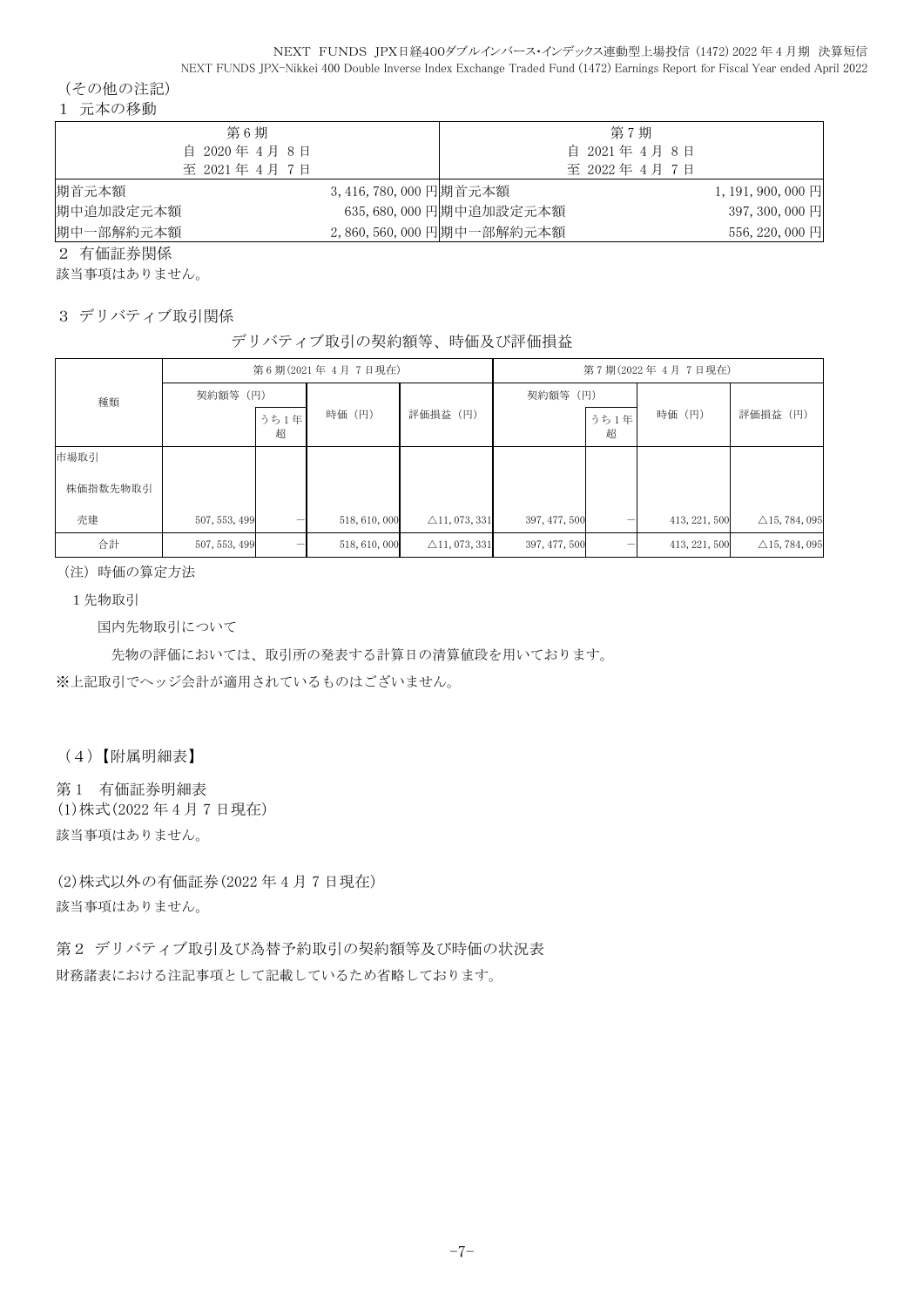（その他の注記）

1 元本の移動

| 第6期<br>自 2020年 4月 8日<br>至 2021年 4月 7日 | | 第7期<br>自 2021年 4月 8日<br>至 2022年 4月 7日 | |
|---|---|---|---|
| 期首元本額 | 3,416,780,000 円 | 期首元本額 | 1,191,900,000 円 |
| 期中追加設定元本額 | 635,680,000 円 | 期中追加設定元本額 | 397,300,000 円 |
| 期中一部解約元本額 | 2,860,560,000 円 | 期中一部解約元本額 | 556,220,000 円 |

2 有価証券関係

該当事項はありません。

3 デリバティブ取引関係

デリバティブ取引の契約額等、時価及び評価損益

| 種類 | 第6期(2021年 4月 7日現在) | | | | 第7期(2022年 4月 7日現在) | | | |
|---|---|---|---|---|---|---|---|---|
| | 契約額等（円） | | 時価（円） | 評価損益（円） | 契約額等（円） | | 時価（円） | 評価損益（円） |
| | | うち1年超 | | | | うち1年超 | | |
| 市場取引 | | | | | | | | |
| 株価指数先物取引 | | | | | | | | |
| 売建 | 507,553,499 | ― | 518,610,000 | △11,073,331 | 397,477,500 | ― | 413,221,500 | △15,784,095 |
| 合計 | 507,553,499 | ― | 518,610,000 | △11,073,331 | 397,477,500 | ― | 413,221,500 | △15,784,095 |

（注）時価の算定方法

1 先物取引

国内先物取引について

先物の評価においては、取引所の発表する計算日の清算値段を用いております。

※上記取引でヘッジ会計が適用されているものはございません。

（4）【附属明細表】

第1 有価証券明細表

(1)株式(2022年4月7日現在)

該当事項はありません。

(2)株式以外の有価証券(2022年4月7日現在)

該当事項はありません。

第2 デリバティブ取引及び為替予約取引の契約額等及び時価の状況表

財務諸表における注記事項として記載しているため省略しております。